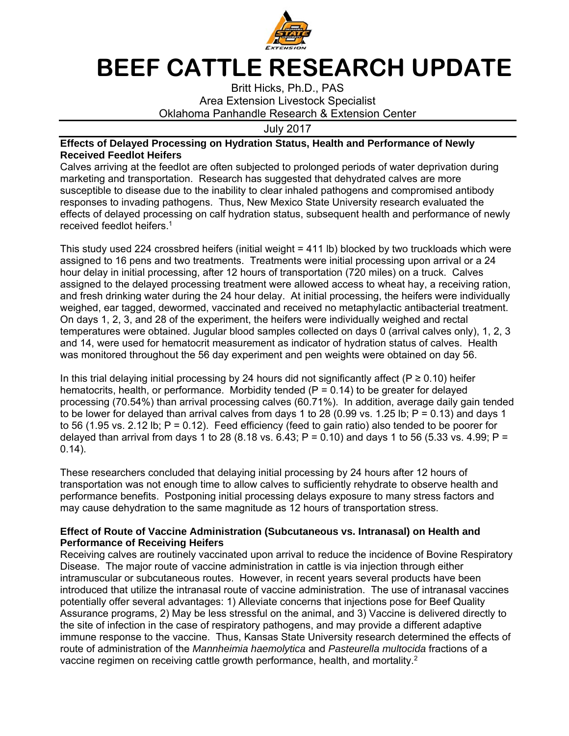# BEEF CATTLE RESEARCH UPDATE

Britt Hicks, Ph.D., PAS
Area Extension Livestock Specialist
Oklahoma Panhandle Research & Extension Center

July 2017

### Effects of Delayed Processing on Hydration Status, Health and Performance of Newly Received Feedlot Heifers

Calves arriving at the feedlot are often subjected to prolonged periods of water deprivation during marketing and transportation. Research has suggested that dehydrated calves are more susceptible to disease due to the inability to clear inhaled pathogens and compromised antibody responses to invading pathogens. Thus, New Mexico State University research evaluated the effects of delayed processing on calf hydration status, subsequent health and performance of newly received feedlot heifers.[1]

This study used 224 crossbred heifers (initial weight = 411 lb) blocked by two truckloads which were assigned to 16 pens and two treatments. Treatments were initial processing upon arrival or a 24 hour delay in initial processing, after 12 hours of transportation (720 miles) on a truck. Calves assigned to the delayed processing treatment were allowed access to wheat hay, a receiving ration, and fresh drinking water during the 24 hour delay. At initial processing, the heifers were individually weighed, ear tagged, dewormed, vaccinated and received no metaphylactic antibacterial treatment. On days 1, 2, 3, and 28 of the experiment, the heifers were individually weighed and rectal temperatures were obtained. Jugular blood samples collected on days 0 (arrival calves only), 1, 2, 3 and 14, were used for hematocrit measurement as indicator of hydration status of calves. Health was monitored throughout the 56 day experiment and pen weights were obtained on day 56.

In this trial delaying initial processing by 24 hours did not significantly affect ($P \geq 0.10$) heifer hematocrits, health, or performance. Morbidity tended ($P = 0.14$) to be greater for delayed processing (70.54%) than arrival processing calves (60.71%). In addition, average daily gain tended to be lower for delayed than arrival calves from days 1 to 28 (0.99 vs. 1.25 lb; $P = 0.13$) and days 1 to 56 (1.95 vs. 2.12 lb; $P = 0.12$). Feed efficiency (feed to gain ratio) also tended to be poorer for delayed than arrival from days 1 to 28 (8.18 vs. 6.43; $P = 0.10$) and days 1 to 56 (5.33 vs. 4.99; $P = 0.14$).

These researchers concluded that delaying initial processing by 24 hours after 12 hours of transportation was not enough time to allow calves to sufficiently rehydrate to observe health and performance benefits. Postponing initial processing delays exposure to many stress factors and may cause dehydration to the same magnitude as 12 hours of transportation stress.

### Effect of Route of Vaccine Administration (Subcutaneous vs. Intranasal) on Health and Performance of Receiving Heifers

Receiving calves are routinely vaccinated upon arrival to reduce the incidence of Bovine Respiratory Disease. The major route of vaccine administration in cattle is via injection through either intramuscular or subcutaneous routes. However, in recent years several products have been introduced that utilize the intranasal route of vaccine administration. The use of intranasal vaccines potentially offer several advantages: 1) Alleviate concerns that injections pose for Beef Quality Assurance programs, 2) May be less stressful on the animal, and 3) Vaccine is delivered directly to the site of infection in the case of respiratory pathogens, and may provide a different adaptive immune response to the vaccine. Thus, Kansas State University research determined the effects of route of administration of the *Mannheimia haemolytica* and *Pasteurella multocida* fractions of a vaccine regimen on receiving cattle growth performance, health, and mortality.[2]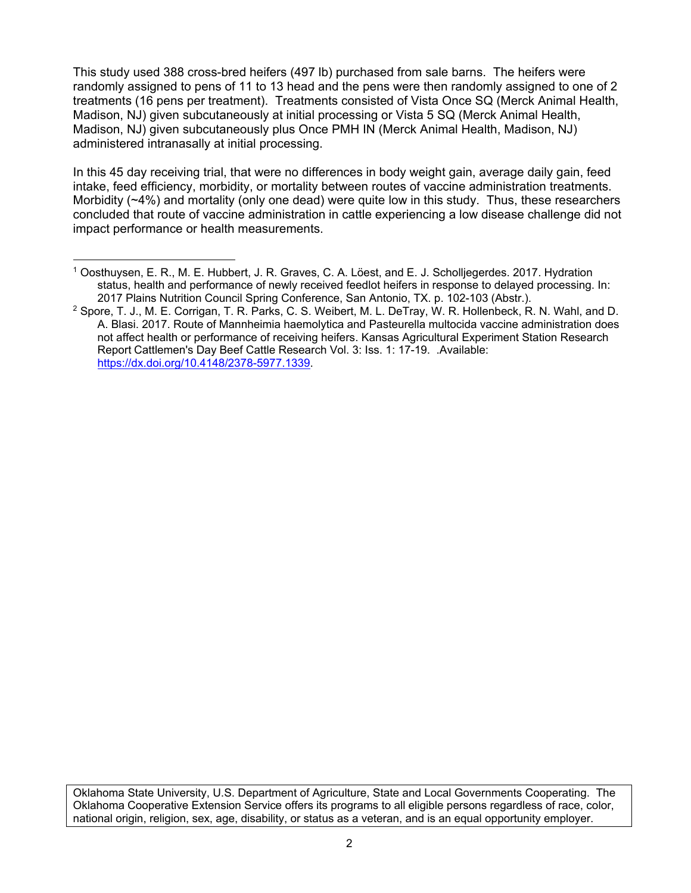This study used 388 cross-bred heifers (497 lb) purchased from sale barns. The heifers were randomly assigned to pens of 11 to 13 head and the pens were then randomly assigned to one of 2 treatments (16 pens per treatment). Treatments consisted of Vista Once SQ (Merck Animal Health, Madison, NJ) given subcutaneously at initial processing or Vista 5 SQ (Merck Animal Health, Madison, NJ) given subcutaneously plus Once PMH IN (Merck Animal Health, Madison, NJ) administered intranasally at initial processing.

In this 45 day receiving trial, that were no differences in body weight gain, average daily gain, feed intake, feed efficiency, morbidity, or mortality between routes of vaccine administration treatments. Morbidity (~4%) and mortality (only one dead) were quite low in this study. Thus, these researchers concluded that route of vaccine administration in cattle experiencing a low disease challenge did not impact performance or health measurements.

---

[1] Oosthuysen, E. R., M. E. Hubbert, J. R. Graves, C. A. Löest, and E. J. Scholljegerdes. 2017. Hydration status, health and performance of newly received feedlot heifers in response to delayed processing. In: 2017 Plains Nutrition Council Spring Conference, San Antonio, TX. p. 102-103 (Abstr.).

[2] Spore, T. J., M. E. Corrigan, T. R. Parks, C. S. Weibert, M. L. DeTray, W. R. Hollenbeck, R. N. Wahl, and D. A. Blasi. 2017. Route of Mannheimia haemolytica and Pasteurella multocida vaccine administration does not affect health or performance of receiving heifers. Kansas Agricultural Experiment Station Research Report Cattlemen's Day Beef Cattle Research Vol. 3: Iss. 1: 17-19. .Available: https://dx.doi.org/10.4148/2378-5977.1339.

Oklahoma State University, U.S. Department of Agriculture, State and Local Governments Cooperating. The Oklahoma Cooperative Extension Service offers its programs to all eligible persons regardless of race, color, national origin, religion, sex, age, disability, or status as a veteran, and is an equal opportunity employer.